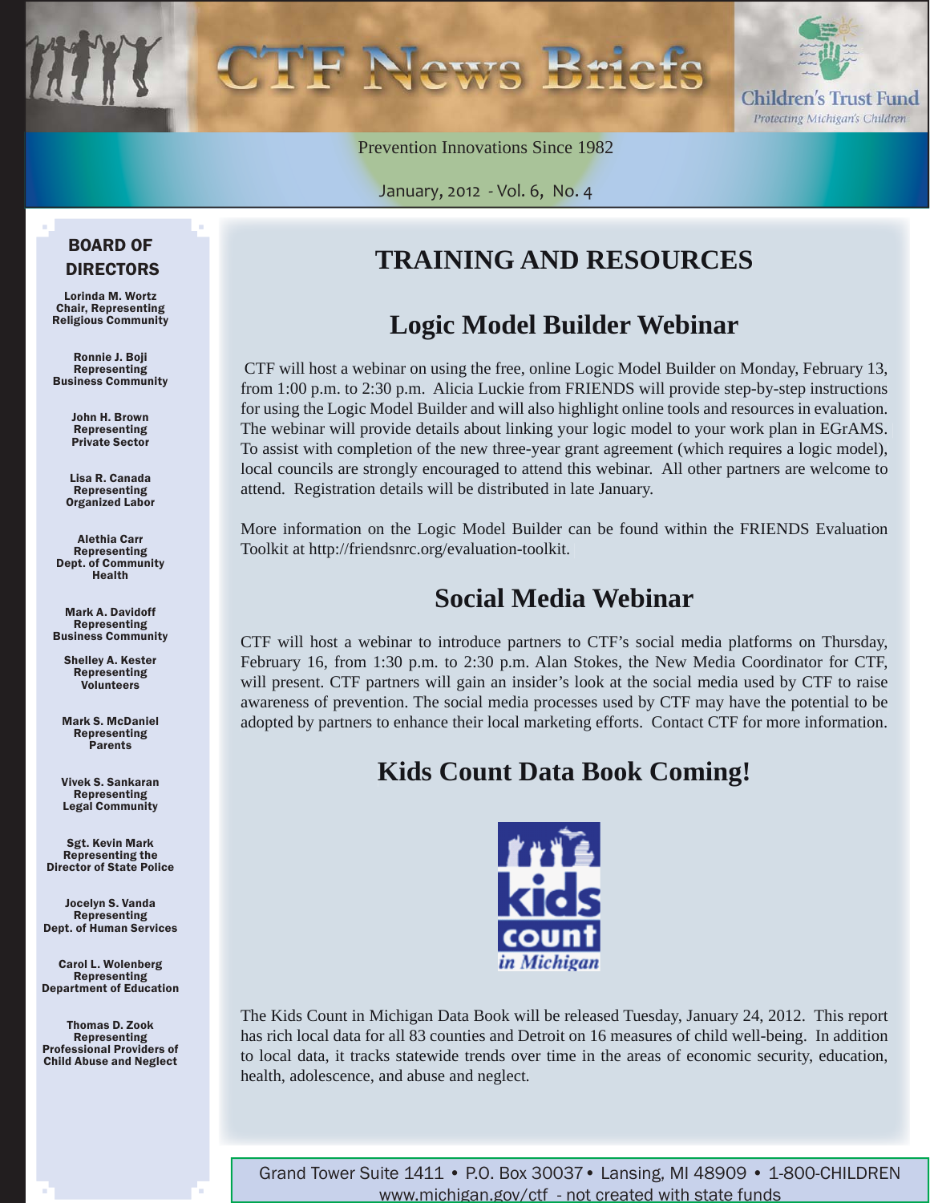# CTF News Briefs

Children's Trust Fund
*Protecting Michigan's Children*

Prevention Innovations Since 1982

January, 2012 - Vol. 6, No. 4

## BOARD OF DIRECTORS

**Lorinda M. Wortz**
Chair, Representing Religious Community

**Ronnie J. Boji**
Representing Business Community

**John H. Brown**
Representing Private Sector

**Lisa R. Canada**
Representing Organized Labor

**Alethia Carr**
Representing Dept. of Community Health

**Mark A. Davidoff**
Representing Business Community

**Shelley A. Kester**
Representing Volunteers

**Mark S. McDaniel**
Representing Parents

**Vivek S. Sankaran**
Representing Legal Community

**Sgt. Kevin Mark**
Representing the Director of State Police

**Jocelyn S. Vanda**
Representing Dept. of Human Services

**Carol L. Wolenberg**
Representing Department of Education

**Thomas D. Zook**
Representing Professional Providers of Child Abuse and Neglect

# TRAINING AND RESOURCES

## Logic Model Builder Webinar

CTF will host a webinar on using the free, online Logic Model Builder on Monday, February 13, from 1:00 p.m. to 2:30 p.m. Alicia Luckie from FRIENDS will provide step-by-step instructions for using the Logic Model Builder and will also highlight online tools and resources in evaluation. The webinar will provide details about linking your logic model to your work plan in EGrAMS. To assist with completion of the new three-year grant agreement (which requires a logic model), local councils are strongly encouraged to attend this webinar. All other partners are welcome to attend. Registration details will be distributed in late January.

More information on the Logic Model Builder can be found within the FRIENDS Evaluation Toolkit at http://friendsnrc.org/evaluation-toolkit.

## Social Media Webinar

CTF will host a webinar to introduce partners to CTF's social media platforms on Thursday, February 16, from 1:30 p.m. to 2:30 p.m. Alan Stokes, the New Media Coordinator for CTF, will present. CTF partners will gain an insider's look at the social media used by CTF to raise awareness of prevention. The social media processes used by CTF may have the potential to be adopted by partners to enhance their local marketing efforts. Contact CTF for more information.

## Kids Count Data Book Coming!

kids count *in Michigan*

The Kids Count in Michigan Data Book will be released Tuesday, January 24, 2012. This report has rich local data for all 83 counties and Detroit on 16 measures of child well-being. In addition to local data, it tracks statewide trends over time in the areas of economic security, education, health, adolescence, and abuse and neglect.

Grand Tower Suite 1411 • P.O. Box 30037 • Lansing, MI 48909 • 1-800-CHILDREN
www.michigan.gov/ctf - not created with state funds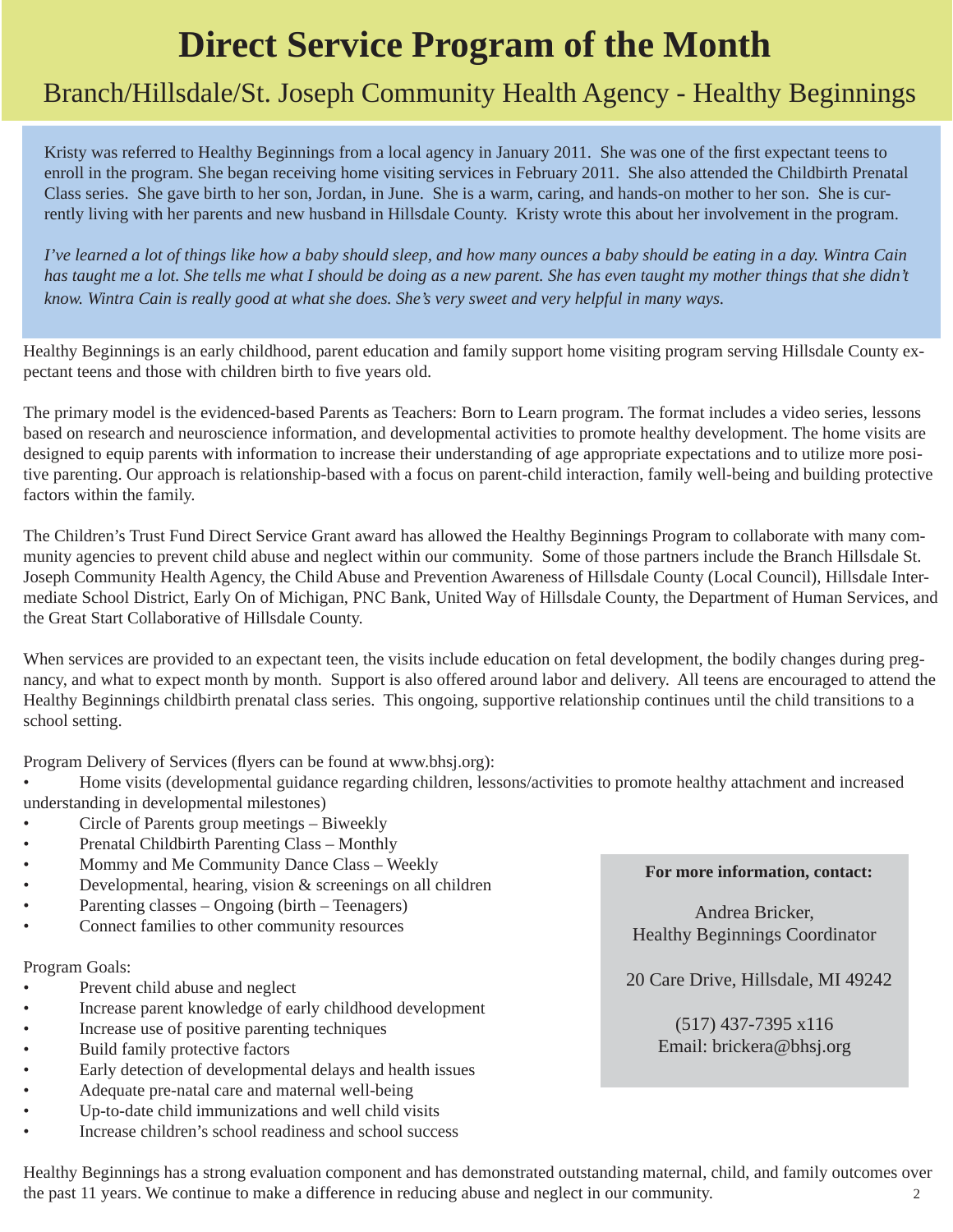# Direct Service Program of the Month

## Branch/Hillsdale/St. Joseph Community Health Agency - Healthy Beginnings

Kristy was referred to Healthy Beginnings from a local agency in January 2011. She was one of the first expectant teens to enroll in the program. She began receiving home visiting services in February 2011. She also attended the Childbirth Prenatal Class series. She gave birth to her son, Jordan, in June. She is a warm, caring, and hands-on mother to her son. She is currently living with her parents and new husband in Hillsdale County. Kristy wrote this about her involvement in the program.

*I've learned a lot of things like how a baby should sleep, and how many ounces a baby should be eating in a day. Wintra Cain has taught me a lot. She tells me what I should be doing as a new parent. She has even taught my mother things that she didn't know. Wintra Cain is really good at what she does. She's very sweet and very helpful in many ways.*

Healthy Beginnings is an early childhood, parent education and family support home visiting program serving Hillsdale County expectant teens and those with children birth to five years old.

The primary model is the evidenced-based Parents as Teachers: Born to Learn program. The format includes a video series, lessons based on research and neuroscience information, and developmental activities to promote healthy development. The home visits are designed to equip parents with information to increase their understanding of age appropriate expectations and to utilize more positive parenting. Our approach is relationship-based with a focus on parent-child interaction, family well-being and building protective factors within the family.

The Children's Trust Fund Direct Service Grant award has allowed the Healthy Beginnings Program to collaborate with many community agencies to prevent child abuse and neglect within our community. Some of those partners include the Branch Hillsdale St. Joseph Community Health Agency, the Child Abuse and Prevention Awareness of Hillsdale County (Local Council), Hillsdale Intermediate School District, Early On of Michigan, PNC Bank, United Way of Hillsdale County, the Department of Human Services, and the Great Start Collaborative of Hillsdale County.

When services are provided to an expectant teen, the visits include education on fetal development, the bodily changes during pregnancy, and what to expect month by month. Support is also offered around labor and delivery. All teens are encouraged to attend the Healthy Beginnings childbirth prenatal class series. This ongoing, supportive relationship continues until the child transitions to a school setting.

Program Delivery of Services (flyers can be found at www.bhsj.org):

- Home visits (developmental guidance regarding children, lessons/activities to promote healthy attachment and increased understanding in developmental milestones)
- Circle of Parents group meetings – Biweekly
- Prenatal Childbirth Parenting Class – Monthly
- Mommy and Me Community Dance Class – Weekly
- Developmental, hearing, vision & screenings on all children
- Parenting classes – Ongoing (birth – Teenagers)
- Connect families to other community resources

Program Goals:

- Prevent child abuse and neglect
- Increase parent knowledge of early childhood development
- Increase use of positive parenting techniques
- Build family protective factors
- Early detection of developmental delays and health issues
- Adequate pre-natal care and maternal well-being
- Up-to-date child immunizations and well child visits
- Increase children's school readiness and school success

**For more information, contact:**

Andrea Bricker,
Healthy Beginnings Coordinator

20 Care Drive, Hillsdale, MI 49242

(517) 437-7395 x116
Email: brickera@bhsj.org

Healthy Beginnings has a strong evaluation component and has demonstrated outstanding maternal, child, and family outcomes over the past 11 years. We continue to make a difference in reducing abuse and neglect in our community.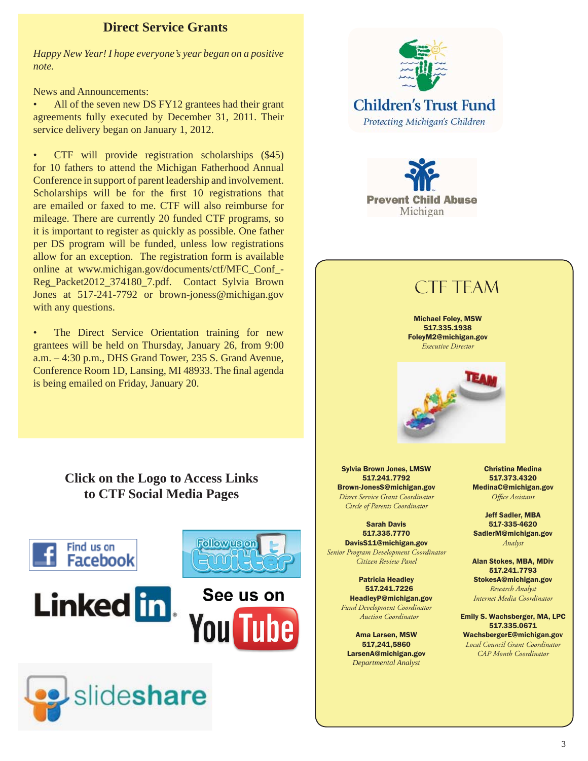## Direct Service Grants

*Happy New Year! I hope everyone's year began on a positive note.*

News and Announcements:

- All of the seven new DS FY12 grantees had their grant agreements fully executed by December 31, 2011. Their service delivery began on January 1, 2012.

- CTF will provide registration scholarships ($45) for 10 fathers to attend the Michigan Fatherhood Annual Conference in support of parent leadership and involvement. Scholarships will be for the first 10 registrations that are emailed or faxed to me. CTF will also reimburse for mileage. There are currently 20 funded CTF programs, so it is important to register as quickly as possible. One father per DS program will be funded, unless low registrations allow for an exception. The registration form is available online at www.michigan.gov/documents/ctf/MFC_Conf_-Reg_Packet2012_374180_7.pdf. Contact Sylvia Brown Jones at 517-241-7792 or brown-joness@michigan.gov with any questions.

- The Direct Service Orientation training for new grantees will be held on Thursday, January 26, from 9:00 a.m. – 4:30 p.m., DHS Grand Tower, 235 S. Grand Avenue, Conference Room 1D, Lansing, MI 48933. The final agenda is being emailed on Friday, January 20.

**Click on the Logo to Access Links to CTF Social Media Pages**

Find us on Facebook

Follow us on twitter

LinkedIn

See us on YouTube

slideshare

Children's Trust Fund
*Protecting Michigan's Children*

Prevent Child Abuse Michigan

## CTF TEAM

**Michael Foley, MSW**
**517.335.1938**
**FoleyM2@michigan.gov**
*Executive Director*

**Sylvia Brown Jones, LMSW**
**517.241.7792**
**Brown-JonesS@michigan.gov**
*Direct Service Grant Coordinator*
*Circle of Parents Coordinator*

**Sarah Davis**
**517.335.7770**
**DavisS11@michigan.gov**
*Senior Program Development Coordinator*
*Citizen Review Panel*

**Patricia Headley**
**517.241.7226**
**HeadleyP@michigan.gov**
*Fund Development Coordinator*
*Auction Coordinator*

**Ama Larsen, MSW**
**517,241,5860**
**LarsenA@michigan.gov**
*Departmental Analyst*

**Christina Medina**
**517.373.4320**
**MedinaC@michigan.gov**
*Office Assistant*

**Jeff Sadler, MBA**
**517-335-4620**
**SadlerM@michigan.gov**
*Analyst*

**Alan Stokes, MBA, MDiv**
**517.241.7793**
**StokesA@michigan.gov**
*Research Analyst*
*Internet Media Coordinator*

**Emily S. Wachsberger, MA, LPC**
**517.335.0671**
**WachsbergerE@michigan.gov**
*Local Council Grant Coordinator*
*CAP Month Coordinator*